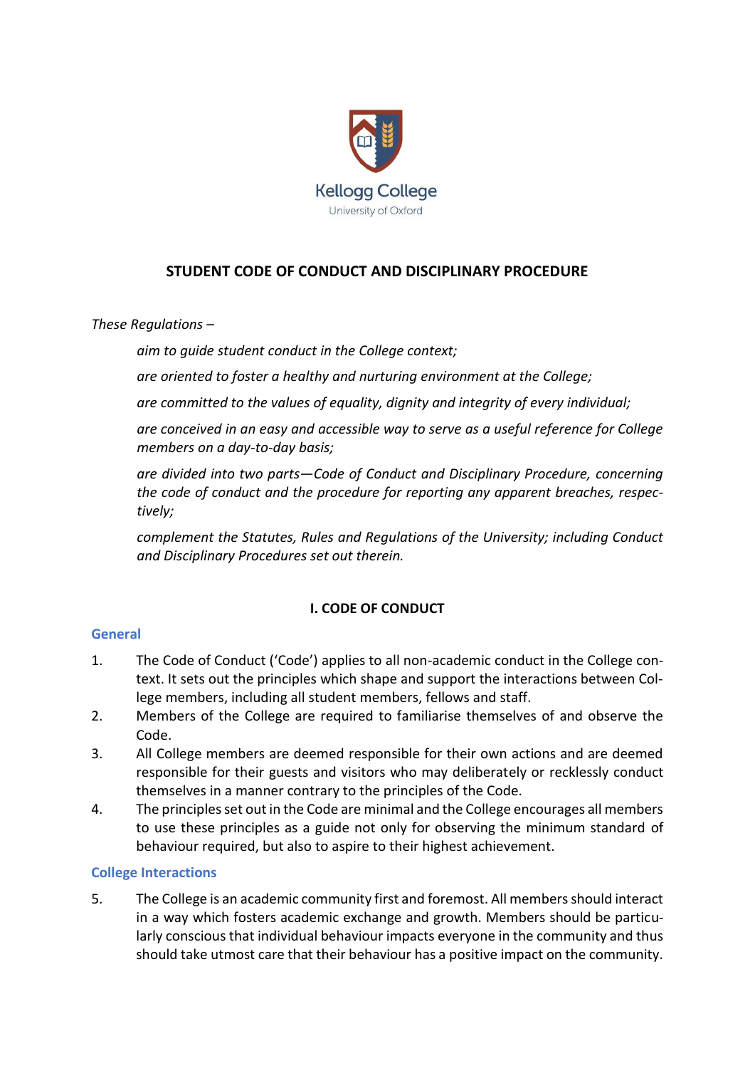Kellogg College
University of Oxford

# STUDENT CODE OF CONDUCT AND DISCIPLINARY PROCEDURE

*These Regulations –*

*aim to guide student conduct in the College context;*

*are oriented to foster a healthy and nurturing environment at the College;*

*are committed to the values of equality, dignity and integrity of every individual;*

*are conceived in an easy and accessible way to serve as a useful reference for College members on a day-to-day basis;*

*are divided into two parts—Code of Conduct and Disciplinary Procedure, concerning the code of conduct and the procedure for reporting any apparent breaches, respectively;*

*complement the Statutes, Rules and Regulations of the University; including Conduct and Disciplinary Procedures set out therein.*

## I. CODE OF CONDUCT

### General

1. The Code of Conduct ('Code') applies to all non-academic conduct in the College context. It sets out the principles which shape and support the interactions between College members, including all student members, fellows and staff.
2. Members of the College are required to familiarise themselves of and observe the Code.
3. All College members are deemed responsible for their own actions and are deemed responsible for their guests and visitors who may deliberately or recklessly conduct themselves in a manner contrary to the principles of the Code.
4. The principles set out in the Code are minimal and the College encourages all members to use these principles as a guide not only for observing the minimum standard of behaviour required, but also to aspire to their highest achievement.

### College Interactions

5. The College is an academic community first and foremost. All members should interact in a way which fosters academic exchange and growth. Members should be particularly conscious that individual behaviour impacts everyone in the community and thus should take utmost care that their behaviour has a positive impact on the community.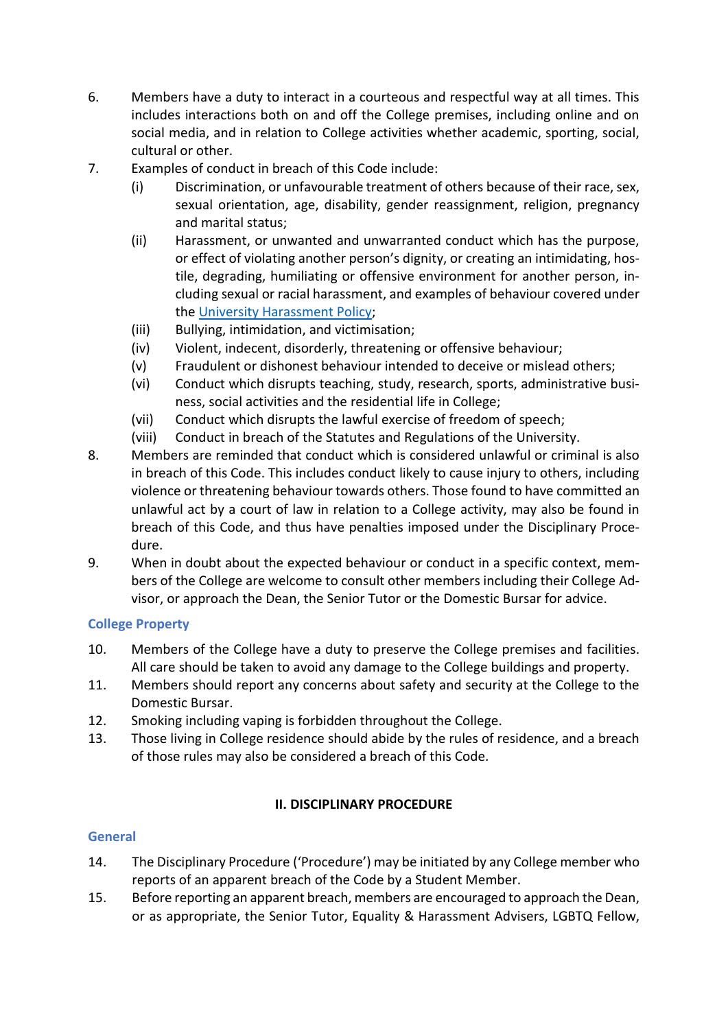6. Members have a duty to interact in a courteous and respectful way at all times. This includes interactions both on and off the College premises, including online and on social media, and in relation to College activities whether academic, sporting, social, cultural or other.

7. Examples of conduct in breach of this Code include:
   - (i) Discrimination, or unfavourable treatment of others because of their race, sex, sexual orientation, age, disability, gender reassignment, religion, pregnancy and marital status;
   - (ii) Harassment, or unwanted and unwarranted conduct which has the purpose, or effect of violating another person's dignity, or creating an intimidating, hostile, degrading, humiliating or offensive environment for another person, including sexual or racial harassment, and examples of behaviour covered under the [University Harassment Policy];
   - (iii) Bullying, intimidation, and victimisation;
   - (iv) Violent, indecent, disorderly, threatening or offensive behaviour;
   - (v) Fraudulent or dishonest behaviour intended to deceive or mislead others;
   - (vi) Conduct which disrupts teaching, study, research, sports, administrative business, social activities and the residential life in College;
   - (vii) Conduct which disrupts the lawful exercise of freedom of speech;
   - (viii) Conduct in breach of the Statutes and Regulations of the University.

8. Members are reminded that conduct which is considered unlawful or criminal is also in breach of this Code. This includes conduct likely to cause injury to others, including violence or threatening behaviour towards others. Those found to have committed an unlawful act by a court of law in relation to a College activity, may also be found in breach of this Code, and thus have penalties imposed under the Disciplinary Procedure.

9. When in doubt about the expected behaviour or conduct in a specific context, members of the College are welcome to consult other members including their College Advisor, or approach the Dean, the Senior Tutor or the Domestic Bursar for advice.

### College Property

10. Members of the College have a duty to preserve the College premises and facilities. All care should be taken to avoid any damage to the College buildings and property.

11. Members should report any concerns about safety and security at the College to the Domestic Bursar.

12. Smoking including vaping is forbidden throughout the College.

13. Those living in College residence should abide by the rules of residence, and a breach of those rules may also be considered a breach of this Code.

## II. DISCIPLINARY PROCEDURE

### General

14. The Disciplinary Procedure ('Procedure') may be initiated by any College member who reports of an apparent breach of the Code by a Student Member.

15. Before reporting an apparent breach, members are encouraged to approach the Dean, or as appropriate, the Senior Tutor, Equality & Harassment Advisers, LGBTQ Fellow,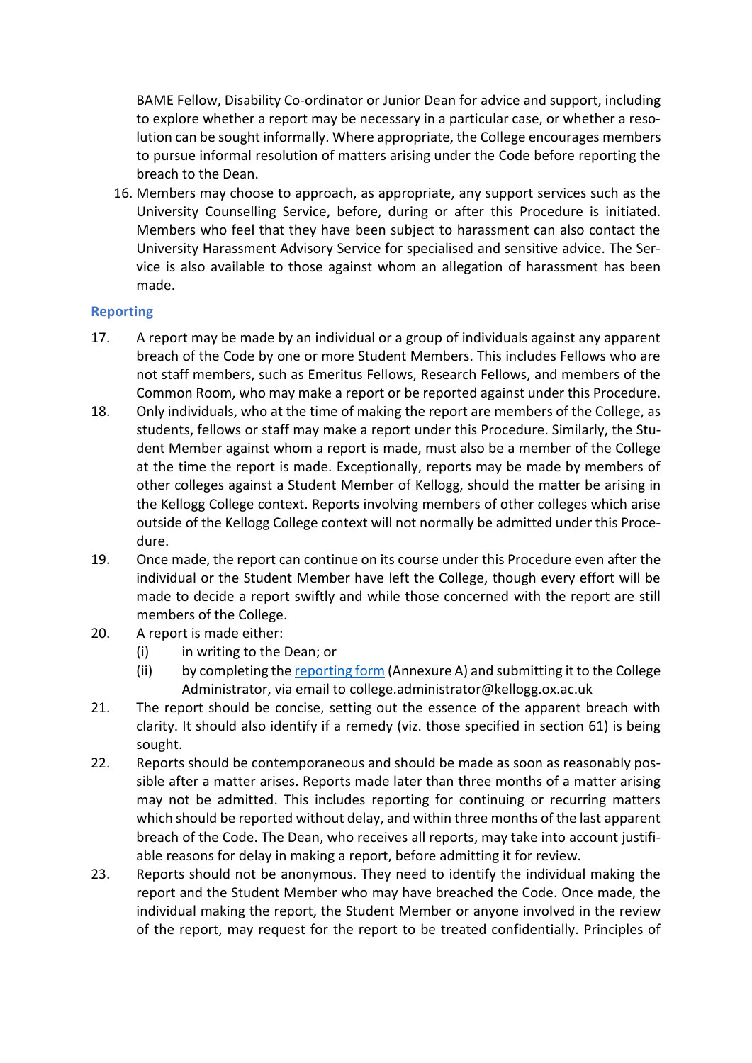BAME Fellow, Disability Co-ordinator or Junior Dean for advice and support, including to explore whether a report may be necessary in a particular case, or whether a resolution can be sought informally. Where appropriate, the College encourages members to pursue informal resolution of matters arising under the Code before reporting the breach to the Dean.

16. Members may choose to approach, as appropriate, any support services such as the University Counselling Service, before, during or after this Procedure is initiated. Members who feel that they have been subject to harassment can also contact the University Harassment Advisory Service for specialised and sensitive advice. The Service is also available to those against whom an allegation of harassment has been made.

## Reporting

17. A report may be made by an individual or a group of individuals against any apparent breach of the Code by one or more Student Members. This includes Fellows who are not staff members, such as Emeritus Fellows, Research Fellows, and members of the Common Room, who may make a report or be reported against under this Procedure.
18. Only individuals, who at the time of making the report are members of the College, as students, fellows or staff may make a report under this Procedure. Similarly, the Student Member against whom a report is made, must also be a member of the College at the time the report is made. Exceptionally, reports may be made by members of other colleges against a Student Member of Kellogg, should the matter be arising in the Kellogg College context. Reports involving members of other colleges which arise outside of the Kellogg College context will not normally be admitted under this Procedure.
19. Once made, the report can continue on its course under this Procedure even after the individual or the Student Member have left the College, though every effort will be made to decide a report swiftly and while those concerned with the report are still members of the College.
20. A report is made either:
    (i) in writing to the Dean; or
    (ii) by completing the reporting form (Annexure A) and submitting it to the College Administrator, via email to college.administrator@kellogg.ox.ac.uk
21. The report should be concise, setting out the essence of the apparent breach with clarity. It should also identify if a remedy (viz. those specified in section 61) is being sought.
22. Reports should be contemporaneous and should be made as soon as reasonably possible after a matter arises. Reports made later than three months of a matter arising may not be admitted. This includes reporting for continuing or recurring matters which should be reported without delay, and within three months of the last apparent breach of the Code. The Dean, who receives all reports, may take into account justifiable reasons for delay in making a report, before admitting it for review.
23. Reports should not be anonymous. They need to identify the individual making the report and the Student Member who may have breached the Code. Once made, the individual making the report, the Student Member or anyone involved in the review of the report, may request for the report to be treated confidentially. Principles of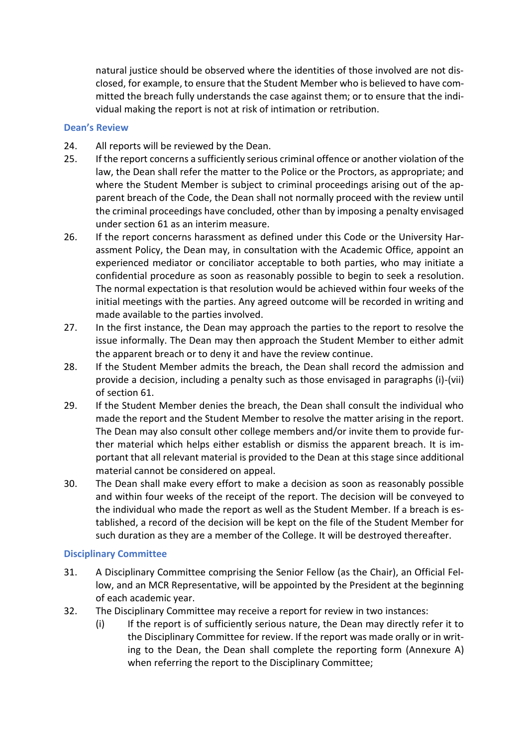natural justice should be observed where the identities of those involved are not disclosed, for example, to ensure that the Student Member who is believed to have committed the breach fully understands the case against them; or to ensure that the individual making the report is not at risk of intimation or retribution.

### Dean's Review

24. All reports will be reviewed by the Dean.
25. If the report concerns a sufficiently serious criminal offence or another violation of the law, the Dean shall refer the matter to the Police or the Proctors, as appropriate; and where the Student Member is subject to criminal proceedings arising out of the apparent breach of the Code, the Dean shall not normally proceed with the review until the criminal proceedings have concluded, other than by imposing a penalty envisaged under section 61 as an interim measure.
26. If the report concerns harassment as defined under this Code or the University Harassment Policy, the Dean may, in consultation with the Academic Office, appoint an experienced mediator or conciliator acceptable to both parties, who may initiate a confidential procedure as soon as reasonably possible to begin to seek a resolution. The normal expectation is that resolution would be achieved within four weeks of the initial meetings with the parties. Any agreed outcome will be recorded in writing and made available to the parties involved.
27. In the first instance, the Dean may approach the parties to the report to resolve the issue informally. The Dean may then approach the Student Member to either admit the apparent breach or to deny it and have the review continue.
28. If the Student Member admits the breach, the Dean shall record the admission and provide a decision, including a penalty such as those envisaged in paragraphs (i)-(vii) of section 61.
29. If the Student Member denies the breach, the Dean shall consult the individual who made the report and the Student Member to resolve the matter arising in the report. The Dean may also consult other college members and/or invite them to provide further material which helps either establish or dismiss the apparent breach. It is important that all relevant material is provided to the Dean at this stage since additional material cannot be considered on appeal.
30. The Dean shall make every effort to make a decision as soon as reasonably possible and within four weeks of the receipt of the report. The decision will be conveyed to the individual who made the report as well as the Student Member. If a breach is established, a record of the decision will be kept on the file of the Student Member for such duration as they are a member of the College. It will be destroyed thereafter.

### Disciplinary Committee

31. A Disciplinary Committee comprising the Senior Fellow (as the Chair), an Official Fellow, and an MCR Representative, will be appointed by the President at the beginning of each academic year.
32. The Disciplinary Committee may receive a report for review in two instances:
    (i) If the report is of sufficiently serious nature, the Dean may directly refer it to the Disciplinary Committee for review. If the report was made orally or in writing to the Dean, the Dean shall complete the reporting form (Annexure A) when referring the report to the Disciplinary Committee;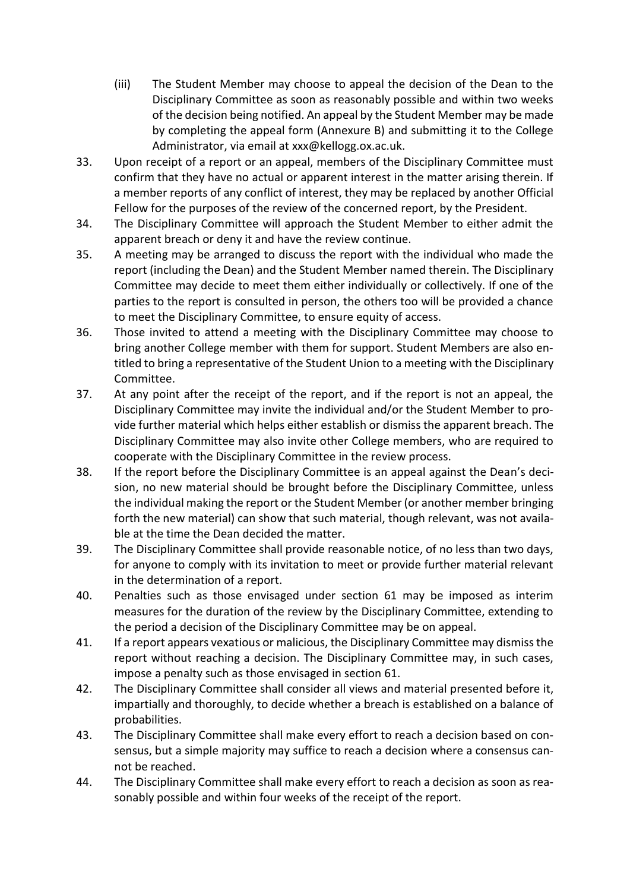(iii) The Student Member may choose to appeal the decision of the Dean to the Disciplinary Committee as soon as reasonably possible and within two weeks of the decision being notified. An appeal by the Student Member may be made by completing the appeal form (Annexure B) and submitting it to the College Administrator, via email at xxx@kellogg.ox.ac.uk.

33. Upon receipt of a report or an appeal, members of the Disciplinary Committee must confirm that they have no actual or apparent interest in the matter arising therein. If a member reports of any conflict of interest, they may be replaced by another Official Fellow for the purposes of the review of the concerned report, by the President.

34. The Disciplinary Committee will approach the Student Member to either admit the apparent breach or deny it and have the review continue.

35. A meeting may be arranged to discuss the report with the individual who made the report (including the Dean) and the Student Member named therein. The Disciplinary Committee may decide to meet them either individually or collectively. If one of the parties to the report is consulted in person, the others too will be provided a chance to meet the Disciplinary Committee, to ensure equity of access.

36. Those invited to attend a meeting with the Disciplinary Committee may choose to bring another College member with them for support. Student Members are also entitled to bring a representative of the Student Union to a meeting with the Disciplinary Committee.

37. At any point after the receipt of the report, and if the report is not an appeal, the Disciplinary Committee may invite the individual and/or the Student Member to provide further material which helps either establish or dismiss the apparent breach. The Disciplinary Committee may also invite other College members, who are required to cooperate with the Disciplinary Committee in the review process.

38. If the report before the Disciplinary Committee is an appeal against the Dean's decision, no new material should be brought before the Disciplinary Committee, unless the individual making the report or the Student Member (or another member bringing forth the new material) can show that such material, though relevant, was not available at the time the Dean decided the matter.

39. The Disciplinary Committee shall provide reasonable notice, of no less than two days, for anyone to comply with its invitation to meet or provide further material relevant in the determination of a report.

40. Penalties such as those envisaged under section 61 may be imposed as interim measures for the duration of the review by the Disciplinary Committee, extending to the period a decision of the Disciplinary Committee may be on appeal.

41. If a report appears vexatious or malicious, the Disciplinary Committee may dismiss the report without reaching a decision. The Disciplinary Committee may, in such cases, impose a penalty such as those envisaged in section 61.

42. The Disciplinary Committee shall consider all views and material presented before it, impartially and thoroughly, to decide whether a breach is established on a balance of probabilities.

43. The Disciplinary Committee shall make every effort to reach a decision based on consensus, but a simple majority may suffice to reach a decision where a consensus cannot be reached.

44. The Disciplinary Committee shall make every effort to reach a decision as soon as reasonably possible and within four weeks of the receipt of the report.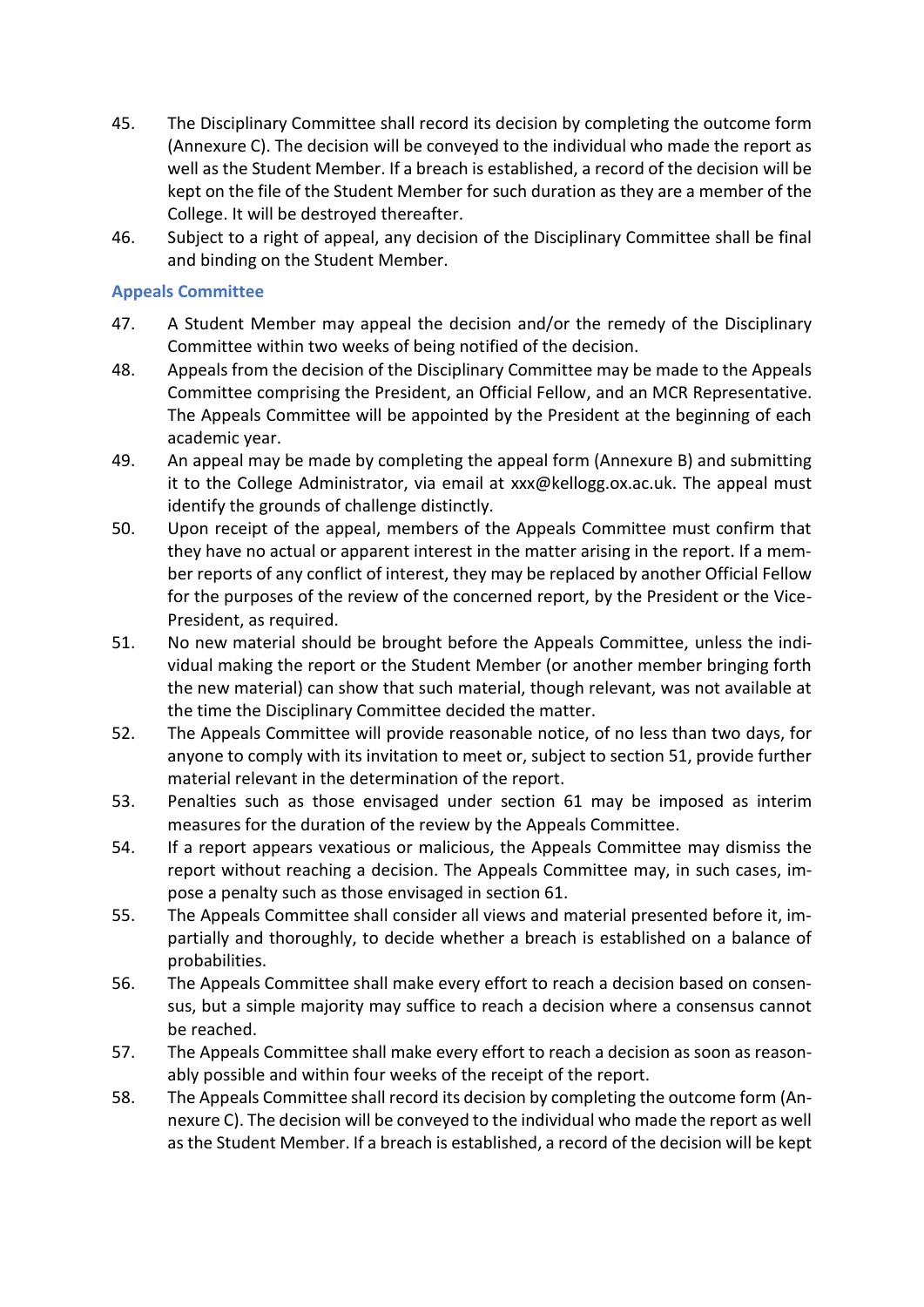45. The Disciplinary Committee shall record its decision by completing the outcome form (Annexure C). The decision will be conveyed to the individual who made the report as well as the Student Member. If a breach is established, a record of the decision will be kept on the file of the Student Member for such duration as they are a member of the College. It will be destroyed thereafter.
46. Subject to a right of appeal, any decision of the Disciplinary Committee shall be final and binding on the Student Member.

### Appeals Committee

47. A Student Member may appeal the decision and/or the remedy of the Disciplinary Committee within two weeks of being notified of the decision.
48. Appeals from the decision of the Disciplinary Committee may be made to the Appeals Committee comprising the President, an Official Fellow, and an MCR Representative. The Appeals Committee will be appointed by the President at the beginning of each academic year.
49. An appeal may be made by completing the appeal form (Annexure B) and submitting it to the College Administrator, via email at xxx@kellogg.ox.ac.uk. The appeal must identify the grounds of challenge distinctly.
50. Upon receipt of the appeal, members of the Appeals Committee must confirm that they have no actual or apparent interest in the matter arising in the report. If a member reports of any conflict of interest, they may be replaced by another Official Fellow for the purposes of the review of the concerned report, by the President or the Vice-President, as required.
51. No new material should be brought before the Appeals Committee, unless the individual making the report or the Student Member (or another member bringing forth the new material) can show that such material, though relevant, was not available at the time the Disciplinary Committee decided the matter.
52. The Appeals Committee will provide reasonable notice, of no less than two days, for anyone to comply with its invitation to meet or, subject to section 51, provide further material relevant in the determination of the report.
53. Penalties such as those envisaged under section 61 may be imposed as interim measures for the duration of the review by the Appeals Committee.
54. If a report appears vexatious or malicious, the Appeals Committee may dismiss the report without reaching a decision. The Appeals Committee may, in such cases, impose a penalty such as those envisaged in section 61.
55. The Appeals Committee shall consider all views and material presented before it, impartially and thoroughly, to decide whether a breach is established on a balance of probabilities.
56. The Appeals Committee shall make every effort to reach a decision based on consensus, but a simple majority may suffice to reach a decision where a consensus cannot be reached.
57. The Appeals Committee shall make every effort to reach a decision as soon as reasonably possible and within four weeks of the receipt of the report.
58. The Appeals Committee shall record its decision by completing the outcome form (Annexure C). The decision will be conveyed to the individual who made the report as well as the Student Member. If a breach is established, a record of the decision will be kept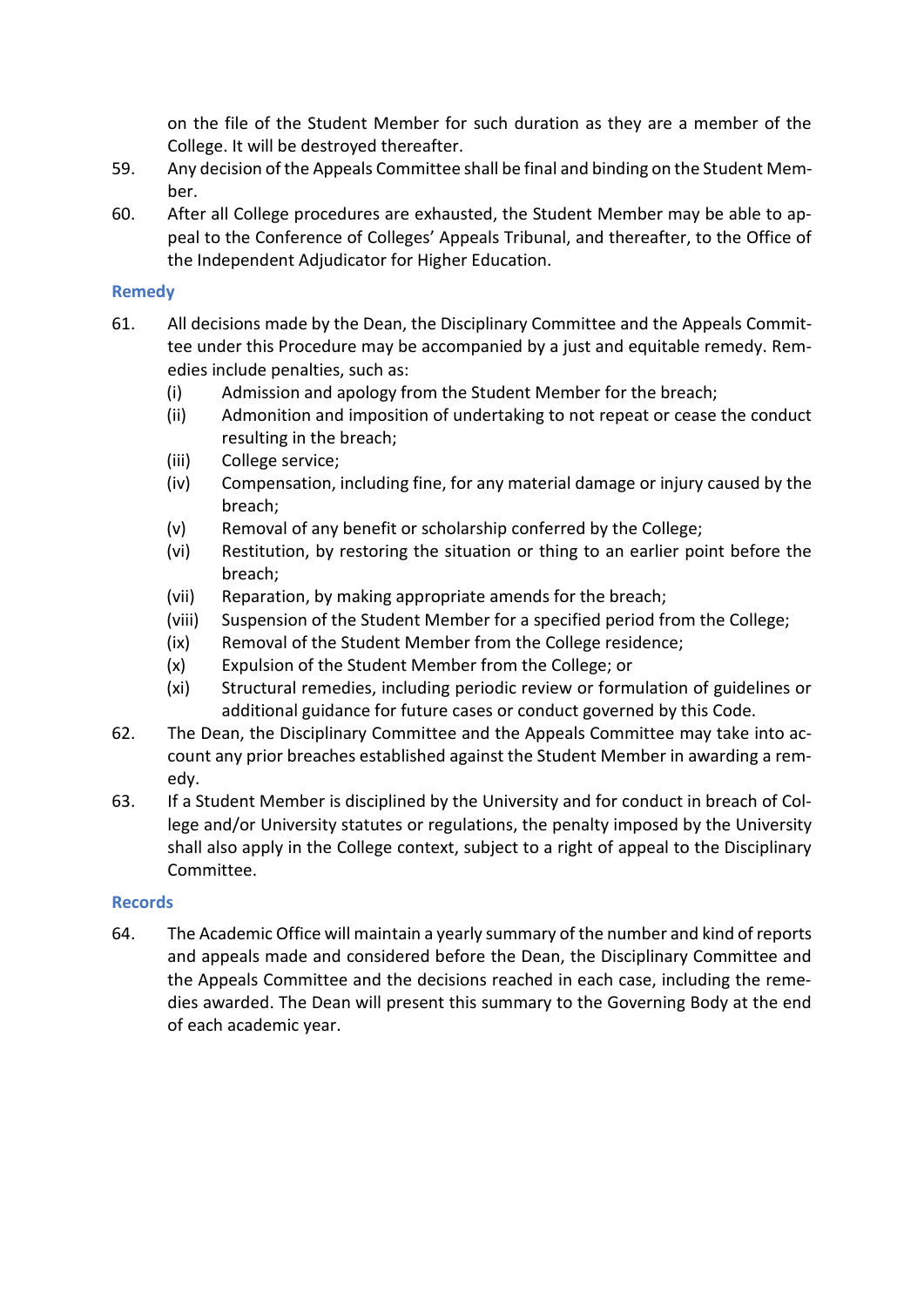on the file of the Student Member for such duration as they are a member of the College. It will be destroyed thereafter.

59. Any decision of the Appeals Committee shall be final and binding on the Student Member.

60. After all College procedures are exhausted, the Student Member may be able to appeal to the Conference of Colleges' Appeals Tribunal, and thereafter, to the Office of the Independent Adjudicator for Higher Education.

## Remedy

61. All decisions made by the Dean, the Disciplinary Committee and the Appeals Committee under this Procedure may be accompanied by a just and equitable remedy. Remedies include penalties, such as:
    - (i) Admission and apology from the Student Member for the breach;
    - (ii) Admonition and imposition of undertaking to not repeat or cease the conduct resulting in the breach;
    - (iii) College service;
    - (iv) Compensation, including fine, for any material damage or injury caused by the breach;
    - (v) Removal of any benefit or scholarship conferred by the College;
    - (vi) Restitution, by restoring the situation or thing to an earlier point before the breach;
    - (vii) Reparation, by making appropriate amends for the breach;
    - (viii) Suspension of the Student Member for a specified period from the College;
    - (ix) Removal of the Student Member from the College residence;
    - (x) Expulsion of the Student Member from the College; or
    - (xi) Structural remedies, including periodic review or formulation of guidelines or additional guidance for future cases or conduct governed by this Code.

62. The Dean, the Disciplinary Committee and the Appeals Committee may take into account any prior breaches established against the Student Member in awarding a remedy.

63. If a Student Member is disciplined by the University and for conduct in breach of College and/or University statutes or regulations, the penalty imposed by the University shall also apply in the College context, subject to a right of appeal to the Disciplinary Committee.

## Records

64. The Academic Office will maintain a yearly summary of the number and kind of reports and appeals made and considered before the Dean, the Disciplinary Committee and the Appeals Committee and the decisions reached in each case, including the remedies awarded. The Dean will present this summary to the Governing Body at the end of each academic year.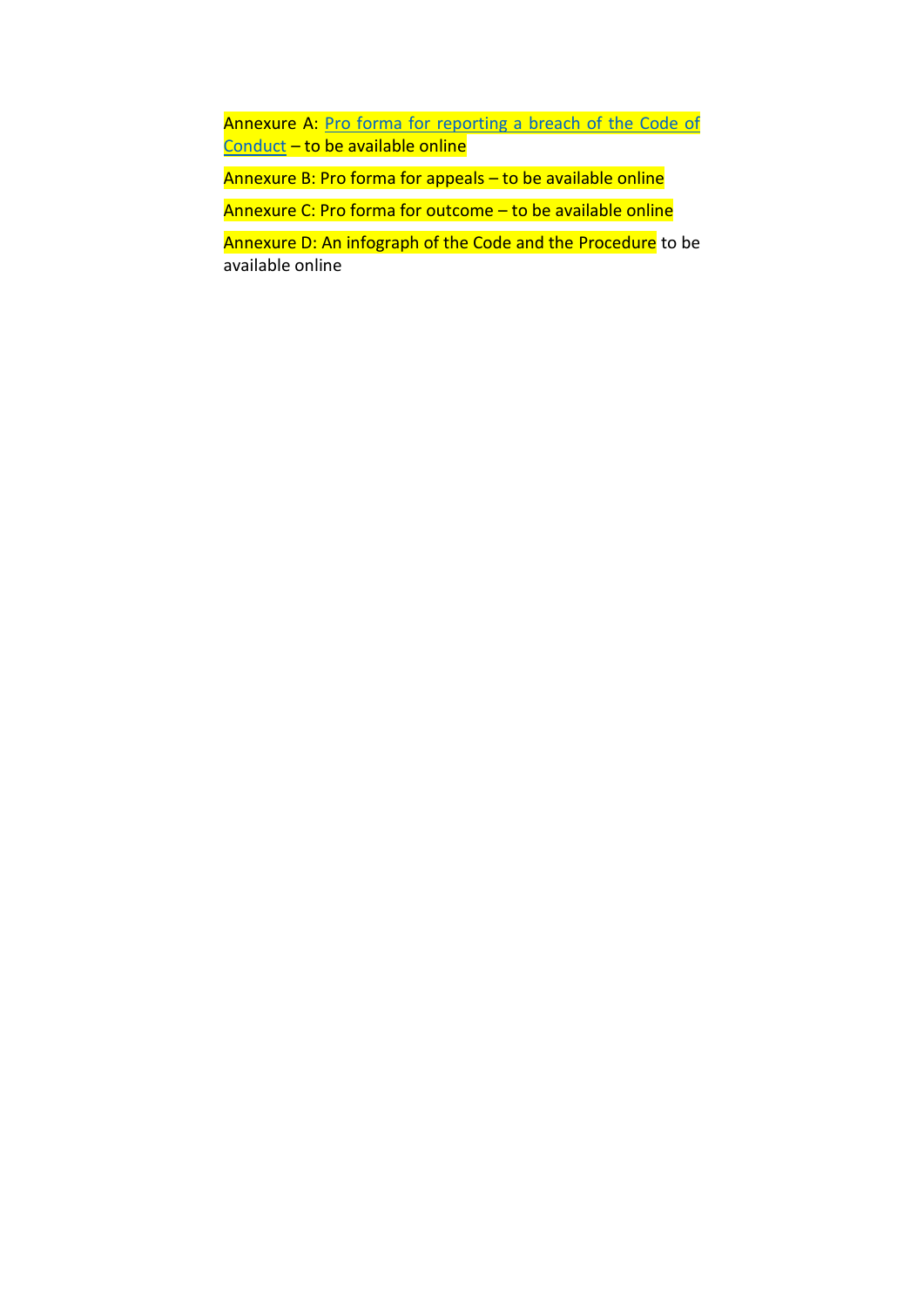Annexure A: Pro forma for reporting a breach of the Code of Conduct – to be available online

Annexure B: Pro forma for appeals – to be available online

Annexure C: Pro forma for outcome – to be available online

Annexure D: An infograph of the Code and the Procedure to be available online